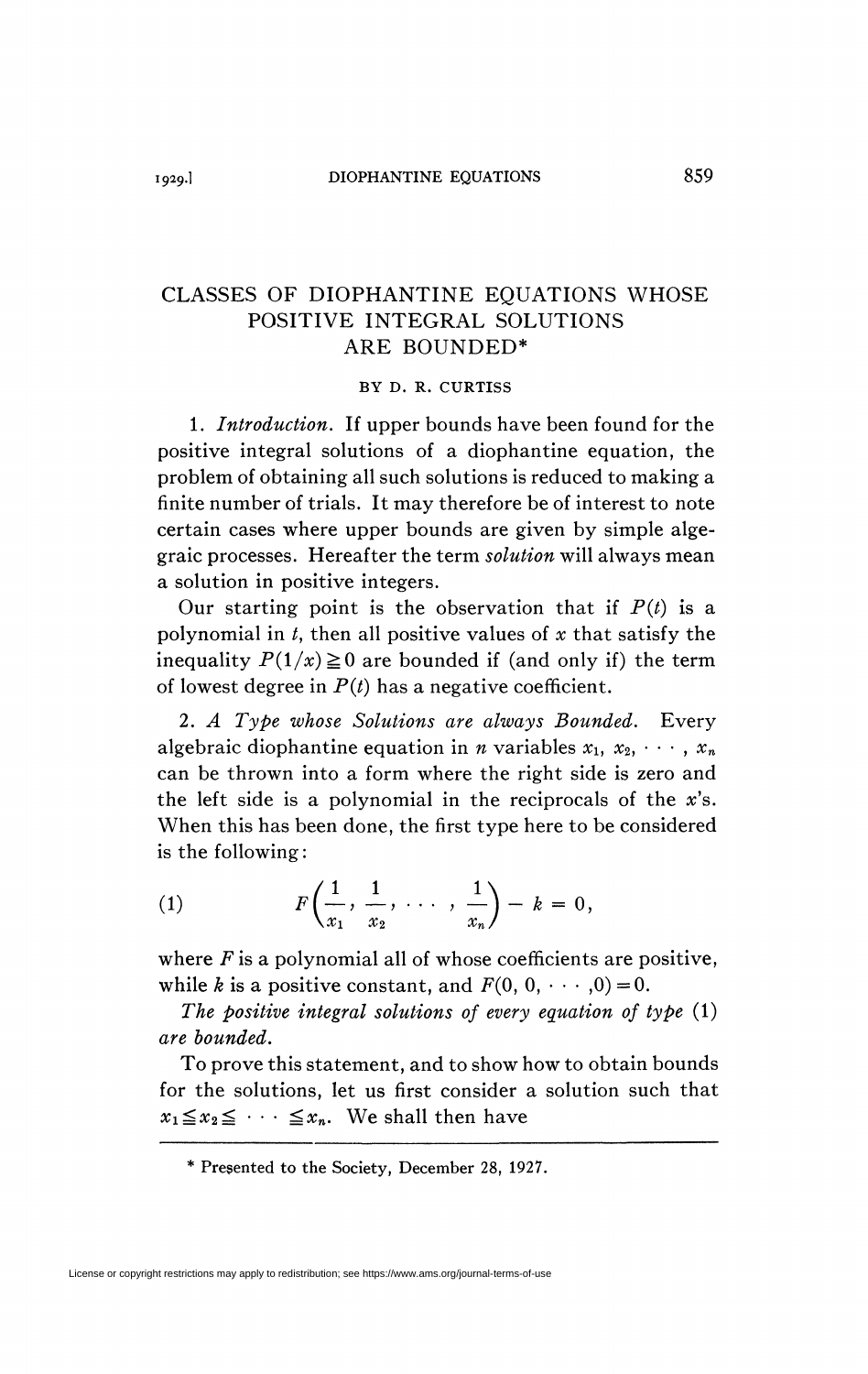# CLASSES OF DIOPHANTINE EQUATIONS WHOSE POSITIVE INTEGRAL SOLUTIONS ARE BOUNDED*

BY D. R. CURTISS

1. *Introduction.* If upper bounds have been found for the positive integral solutions of a diophantine equation, the problem of obtaining all such solutions is reduced to making a finite number of trials. It may therefore be of interest to note certain cases where upper bounds are given by simple algebraic processes. Hereafter the term *solution* will always mean a solution in positive integers.

Our starting point is the observation that if $P(t)$ is a polynomial in $t$, then all positive values of $x$ that satisfy the inequality $P(1/x) \geqq 0$ are bounded if (and only if) the term of lowest degree in $P(t)$ has a negative coefficient.

2. *A Type whose Solutions are always Bounded.* Every algebraic diophantine equation in $n$ variables $x_1, x_2, \cdots, x_n$ can be thrown into a form where the right side is zero and the left side is a polynomial in the reciprocals of the $x$'s. When this has been done, the first type here to be considered is the following:

$$F\left(\frac{1}{x_1}, \frac{1}{x_2}, \cdots, \frac{1}{x_n}\right) - k = 0, \tag{1}$$

where $F$ is a polynomial all of whose coefficients are positive, while $k$ is a positive constant, and $F(0, 0, \cdots, 0) = 0$.

*The positive integral solutions of every equation of type* (1) *are bounded.*

To prove this statement, and to show how to obtain bounds for the solutions, let us first consider a solution such that $x_1 \leqq x_2 \leqq \cdots \leqq x_n$. We shall then have

* Presented to the Society, December 28, 1927.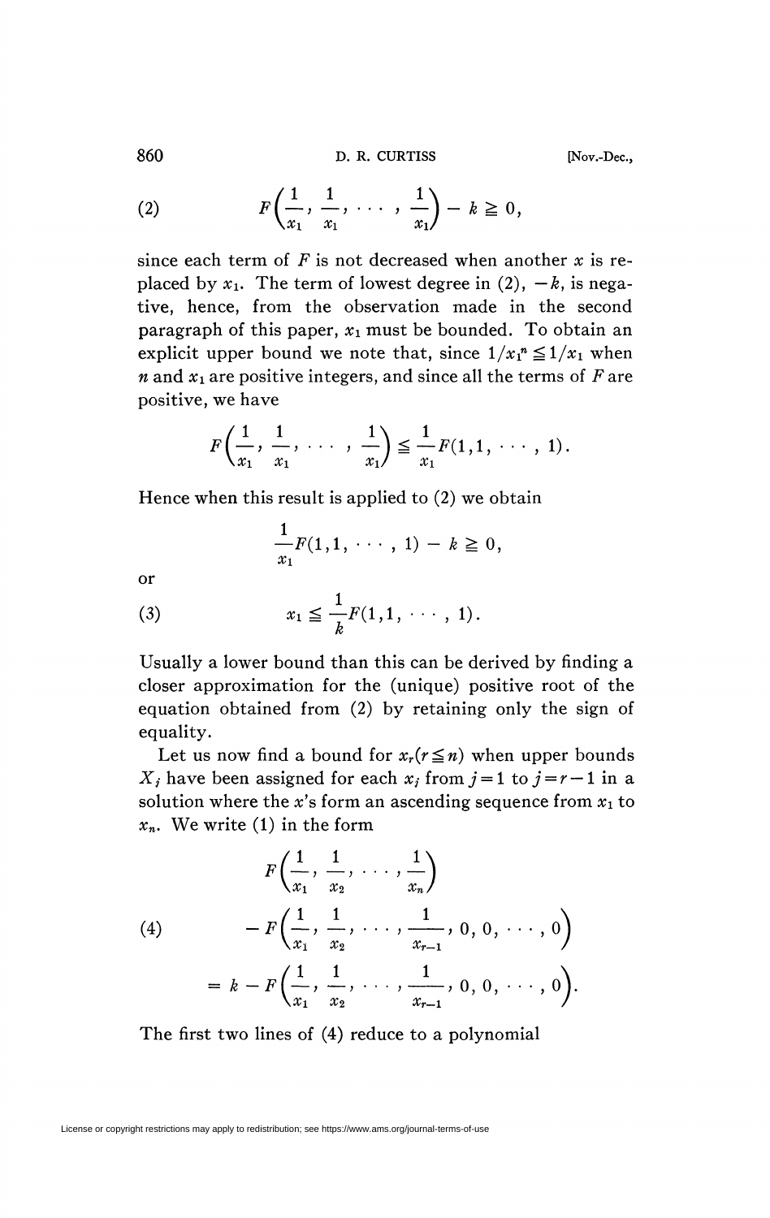$$F\left(\frac{1}{x_1}, \frac{1}{x_1}, \cdots, \frac{1}{x_1}\right) - k \geqq 0, \tag{2}$$

since each term of $F$ is not decreased when another $x$ is replaced by $x_1$. The term of lowest degree in (2), $-k$, is negative, hence, from the observation made in the second paragraph of this paper, $x_1$ must be bounded. To obtain an explicit upper bound we note that, since $1/x_1^n \leqq 1/x_1$ when $n$ and $x_1$ are positive integers, and since all the terms of $F$ are positive, we have

$$F\left(\frac{1}{x_1}, \frac{1}{x_1}, \cdots, \frac{1}{x_1}\right) \leqq \frac{1}{x_1} F(1, 1, \cdots, 1).$$

Hence when this result is applied to (2) we obtain

$$\frac{1}{x_1} F(1, 1, \cdots, 1) - k \geqq 0,$$

or

$$x_1 \leqq \frac{1}{k} F(1, 1, \cdots, 1). \tag{3}$$

Usually a lower bound than this can be derived by finding a closer approximation for the (unique) positive root of the equation obtained from (2) by retaining only the sign of equality.

Let us now find a bound for $x_r (r \leqq n)$ when upper bounds $X_j$ have been assigned for each $x_j$ from $j = 1$ to $j = r - 1$ in a solution where the $x$'s form an ascending sequence from $x_1$ to $x_n$. We write (1) in the form

$$\begin{aligned} &F\left(\frac{1}{x_1}, \frac{1}{x_2}, \cdots, \frac{1}{x_n}\right) \\ &\quad - F\left(\frac{1}{x_1}, \frac{1}{x_2}, \cdots, \frac{1}{x_{r-1}}, 0, 0, \cdots, 0\right) \\ &= k - F\left(\frac{1}{x_1}, \frac{1}{x_2}, \cdots, \frac{1}{x_{r-1}}, 0, 0, \cdots, 0\right). \end{aligned} \tag{4}$$

The first two lines of (4) reduce to a polynomial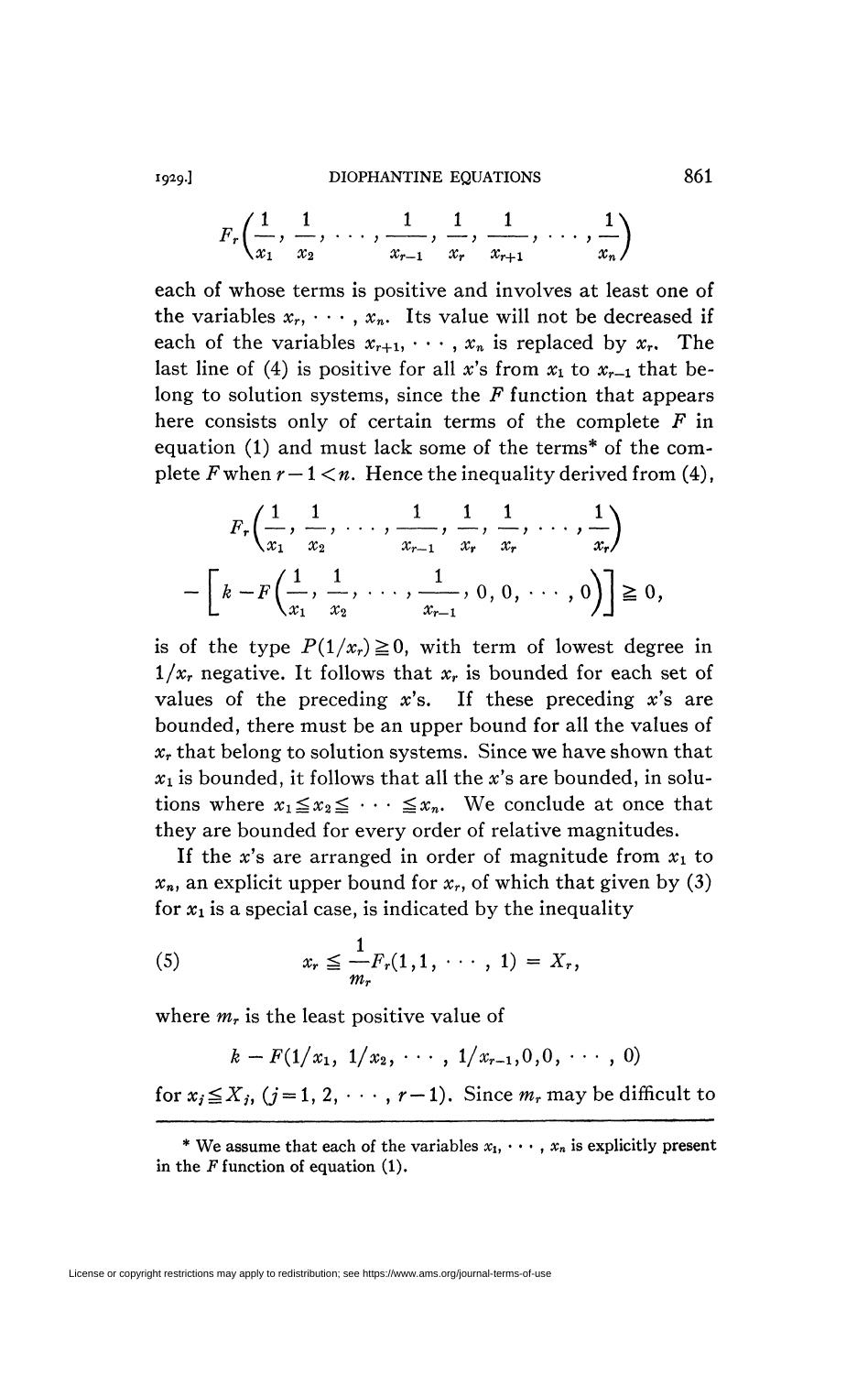$$F_r\left(\frac{1}{x_1}, \frac{1}{x_2}, \cdots, \frac{1}{x_{r-1}}, \frac{1}{x_r}, \frac{1}{x_{r+1}}, \cdots, \frac{1}{x_n}\right)$$

each of whose terms is positive and involves at least one of the variables $x_r, \cdots, x_n$. Its value will not be decreased if each of the variables $x_{r+1}, \cdots, x_n$ is replaced by $x_r$. The last line of (4) is positive for all $x$'s from $x_1$ to $x_{r-1}$ that belong to solution systems, since the $F$ function that appears here consists only of certain terms of the complete $F$ in equation (1) and must lack some of the terms* of the complete $F$ when $r-1<n$. Hence the inequality derived from (4),

$$F_r\left(\frac{1}{x_1}, \frac{1}{x_2}, \cdots, \frac{1}{x_{r-1}}, \frac{1}{x_r}, \frac{1}{x_r}, \cdots, \frac{1}{x_r}\right)$$
$$-\left[k - F\left(\frac{1}{x_1}, \frac{1}{x_2}, \cdots, \frac{1}{x_{r-1}}, 0, 0, \cdots, 0\right)\right] \geqq 0,$$

is of the type $P(1/x_r) \geqq 0$, with term of lowest degree in $1/x_r$ negative. It follows that $x_r$ is bounded for each set of values of the preceding $x$'s. If these preceding $x$'s are bounded, there must be an upper bound for all the values of $x_r$ that belong to solution systems. Since we have shown that $x_1$ is bounded, it follows that all the $x$'s are bounded, in solutions where $x_1 \leqq x_2 \leqq \cdots \leqq x_n$. We conclude at once that they are bounded for every order of relative magnitudes.

If the $x$'s are arranged in order of magnitude from $x_1$ to $x_n$, an explicit upper bound for $x_r$, of which that given by (3) for $x_1$ is a special case, is indicated by the inequality

$$x_r \leqq \frac{1}{m_r} F_r(1, 1, \cdots, 1) = X_r, \tag{5}$$

where $m_r$ is the least positive value of

$$k - F(1/x_1, 1/x_2, \cdots, 1/x_{r-1}, 0, 0, \cdots, 0)$$

for $x_j \leqq X_j$, $(j = 1, 2, \cdots, r-1)$. Since $m_r$ may be difficult to

---

* We assume that each of the variables $x_1, \cdots, x_n$ is explicitly present in the $F$ function of equation (1).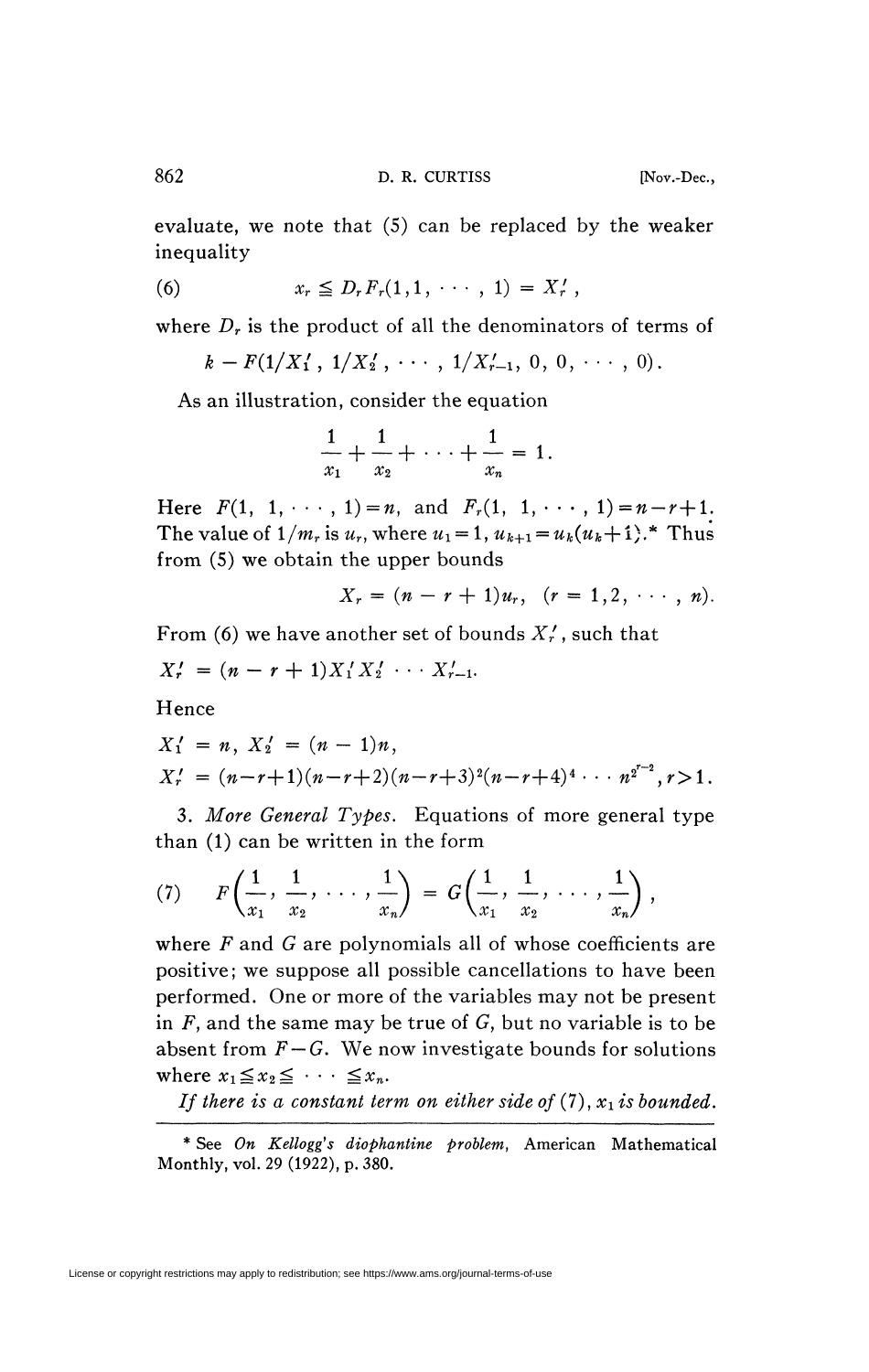evaluate, we note that (5) can be replaced by the weaker inequality

$$x_r \leqq D_r F_r(1, 1, \cdots, 1) = X_r', \tag{6}$$

where $D_r$ is the product of all the denominators of terms of

$$k - F(1/X_1', 1/X_2', \cdots, 1/X_{r-1}', 0, 0, \cdots, 0).$$

As an illustration, consider the equation

$$\frac{1}{x_1} + \frac{1}{x_2} + \cdots + \frac{1}{x_n} = 1.$$

Here $F(1, 1, \cdots, 1) = n$, and $F_r(1, 1, \cdots, 1) = n - r + 1$. The value of $1/m_r$ is $u_r$, where $u_1 = 1$, $u_{k+1} = u_k(u_k + 1)$.* Thus from (5) we obtain the upper bounds

$$X_r = (n - r + 1)u_r, \quad (r = 1, 2, \cdots, n).$$

From (6) we have another set of bounds $X_r'$, such that

$$X_r' = (n - r + 1)X_1' X_2' \cdots X_{r-1}'.$$

Hence

$$X_1' = n, \; X_2' = (n-1)n,$$

$$X_r' = (n-r+1)(n-r+2)(n-r+3)^2(n-r+4)^4 \cdots n^{2^{r-2}}, r > 1.$$

3. *More General Types.* Equations of more general type than (1) can be written in the form

$$F\left(\frac{1}{x_1}, \frac{1}{x_2}, \cdots, \frac{1}{x_n}\right) = G\left(\frac{1}{x_1}, \frac{1}{x_2}, \cdots, \frac{1}{x_n}\right), \tag{7}$$

where $F$ and $G$ are polynomials all of whose coefficients are positive; we suppose all possible cancellations to have been performed. One or more of the variables may not be present in $F$, and the same may be true of $G$, but no variable is to be absent from $F - G$. We now investigate bounds for solutions where $x_1 \leqq x_2 \leqq \cdots \leqq x_n$.

*If there is a constant term on either side of* (7), $x_1$ *is bounded.*

---

* See *On Kellogg's diophantine problem*, American Mathematical Monthly, vol. 29 (1922), p. 380.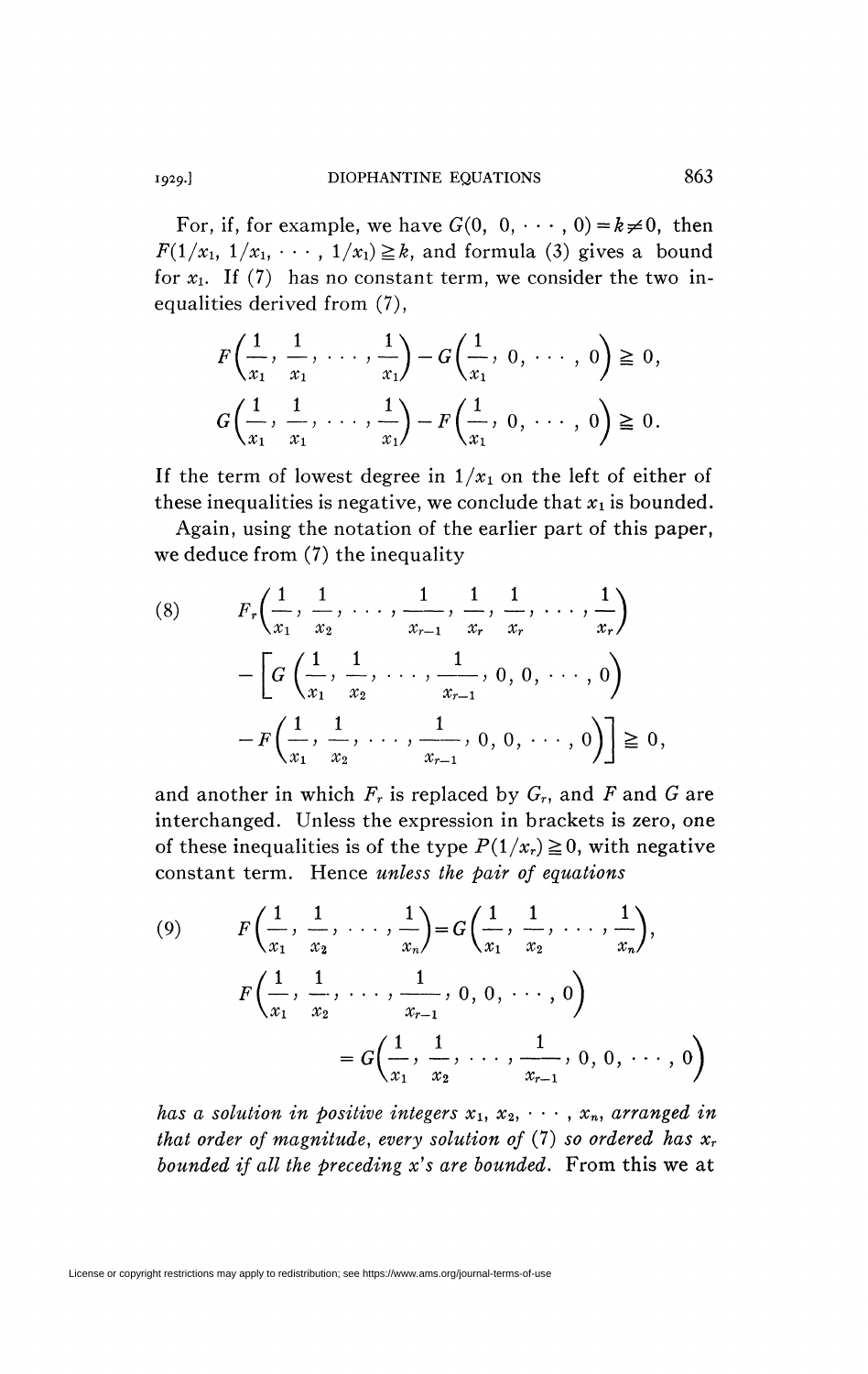For, if, for example, we have $G(0, 0, \cdots, 0) = k \neq 0$, then $F(1/x_1, 1/x_1, \cdots, 1/x_1) \geqq k$, and formula (3) gives a bound for $x_1$. If (7) has no constant term, we consider the two inequalities derived from (7),

$$F\left(\frac{1}{x_1}, \frac{1}{x_1}, \cdots, \frac{1}{x_1}\right) - G\left(\frac{1}{x_1}, 0, \cdots, 0\right) \geqq 0,$$

$$G\left(\frac{1}{x_1}, \frac{1}{x_1}, \cdots, \frac{1}{x_1}\right) - F\left(\frac{1}{x_1}, 0, \cdots, 0\right) \geqq 0.$$

If the term of lowest degree in $1/x_1$ on the left of either of these inequalities is negative, we conclude that $x_1$ is bounded.

Again, using the notation of the earlier part of this paper, we deduce from (7) the inequality

$$(8) \qquad F_r\left(\frac{1}{x_1}, \frac{1}{x_2}, \cdots, \frac{1}{x_{r-1}}, \frac{1}{x_r}, \frac{1}{x_r}, \cdots, \frac{1}{x_r}\right) - \left[G\left(\frac{1}{x_1}, \frac{1}{x_2}, \cdots, \frac{1}{x_{r-1}}, 0, 0, \cdots, 0\right) - F\left(\frac{1}{x_1}, \frac{1}{x_2}, \cdots, \frac{1}{x_{r-1}}, 0, 0, \cdots, 0\right)\right] \geqq 0,$$

and another in which $F_r$ is replaced by $G_r$, and $F$ and $G$ are interchanged. Unless the expression in brackets is zero, one of these inequalities is of the type $P(1/x_r) \geqq 0$, with negative constant term. Hence *unless the pair of equations*

$$(9) \qquad F\left(\frac{1}{x_1}, \frac{1}{x_2}, \cdots, \frac{1}{x_n}\right) = G\left(\frac{1}{x_1}, \frac{1}{x_2}, \cdots, \frac{1}{x_n}\right),$$

$$F\left(\frac{1}{x_1}, \frac{1}{x_2}, \cdots, \frac{1}{x_{r-1}}, 0, 0, \cdots, 0\right) = G\left(\frac{1}{x_1}, \frac{1}{x_2}, \cdots, \frac{1}{x_{r-1}}, 0, 0, \cdots, 0\right)$$

*has a solution in positive integers $x_1, x_2, \cdots, x_n$, arranged in that order of magnitude, every solution of (7) so ordered has $x_r$ bounded if all the preceding $x$'s are bounded.* From this we at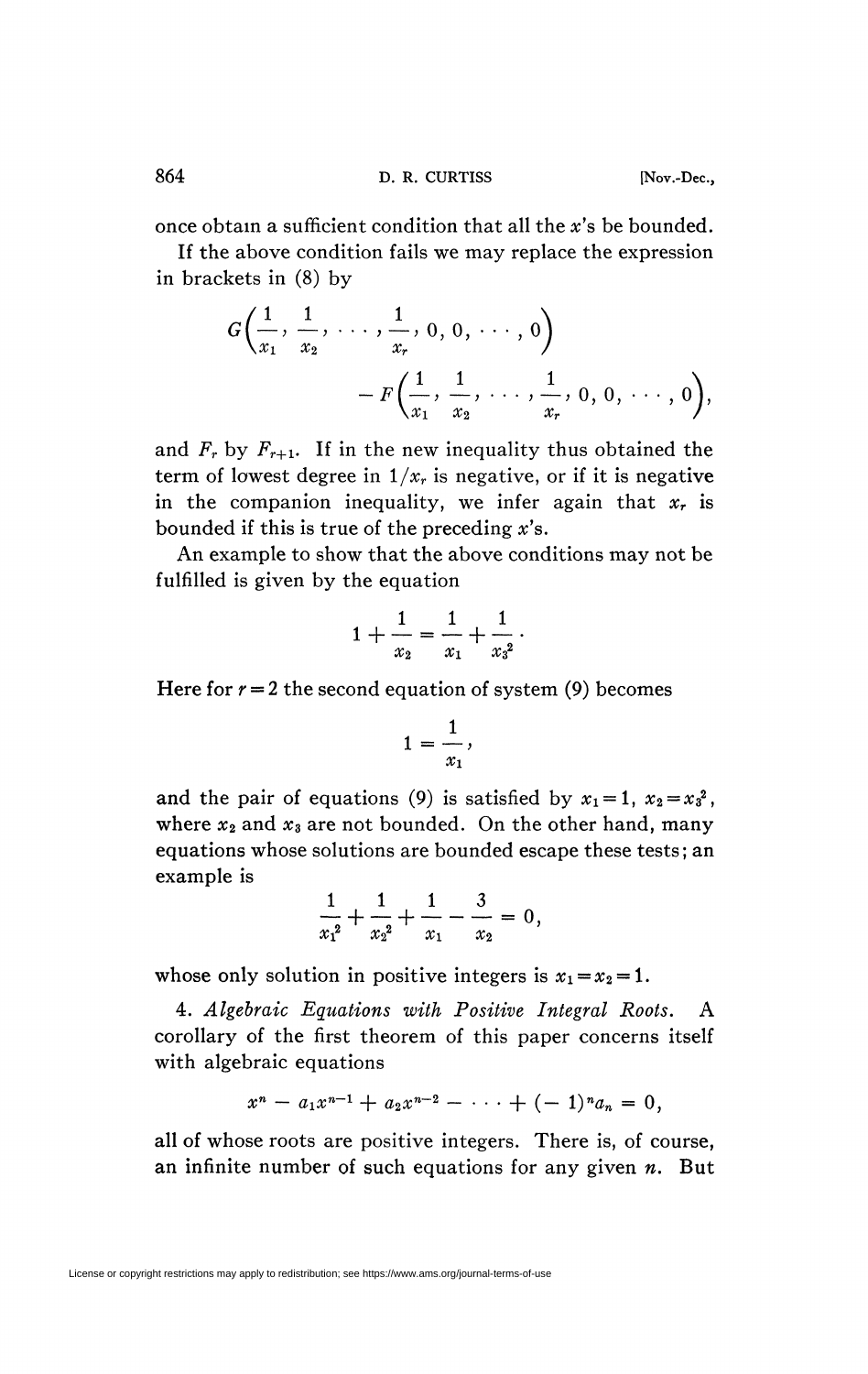once obtain a sufficient condition that all the $x$'s be bounded.

If the above condition fails we may replace the expression in brackets in (8) by

$$G\left(\frac{1}{x_1}, \frac{1}{x_2}, \cdots, \frac{1}{x_r}, 0, 0, \cdots, 0\right) - F\left(\frac{1}{x_1}, \frac{1}{x_2}, \cdots, \frac{1}{x_r}, 0, 0, \cdots, 0\right),$$

and $F_r$ by $F_{r+1}$. If in the new inequality thus obtained the term of lowest degree in $1/x_r$ is negative, or if it is negative in the companion inequality, we infer again that $x_r$ is bounded if this is true of the preceding $x$'s.

An example to show that the above conditions may not be fulfilled is given by the equation

$$1 + \frac{1}{x_2} = \frac{1}{x_1} + \frac{1}{x_3^2}\cdot$$

Here for $r = 2$ the second equation of system (9) becomes

$$1 = \frac{1}{x_1},$$

and the pair of equations (9) is satisfied by $x_1 = 1$, $x_2 = x_3^2$, where $x_2$ and $x_3$ are not bounded. On the other hand, many equations whose solutions are bounded escape these tests; an example is

$$\frac{1}{x_1^2} + \frac{1}{x_2^2} + \frac{1}{x_1} - \frac{3}{x_2} = 0,$$

whose only solution in positive integers is $x_1 = x_2 = 1$.

4. *Algebraic Equations with Positive Integral Roots.* A corollary of the first theorem of this paper concerns itself with algebraic equations

$$x^n - a_1 x^{n-1} + a_2 x^{n-2} - \cdots + (-1)^n a_n = 0,$$

all of whose roots are positive integers. There is, of course, an infinite number of such equations for any given $n$. But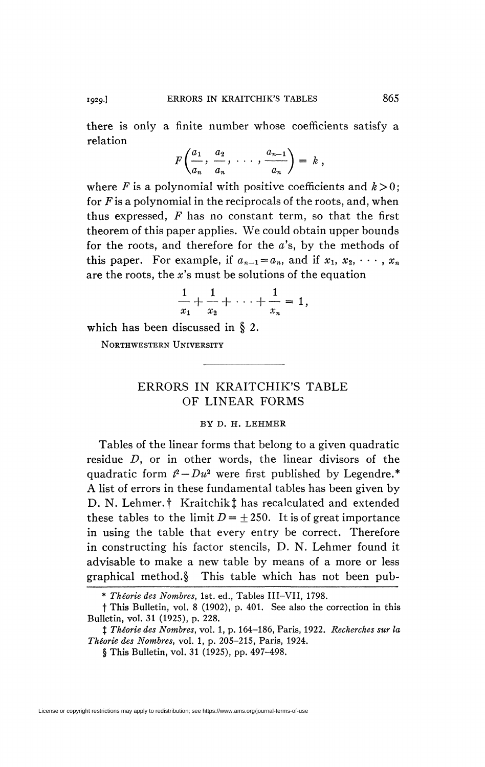there is only a finite number whose coefficients satisfy a relation

$$F\left(\frac{a_1}{a_n}, \frac{a_2}{a_n}, \cdots, \frac{a_{n-1}}{a_n}\right) = k,$$

where $F$ is a polynomial with positive coefficients and $k>0$; for $F$ is a polynomial in the reciprocals of the roots, and, when thus expressed, $F$ has no constant term, so that the first theorem of this paper applies. We could obtain upper bounds for the roots, and therefore for the $a$'s, by the methods of this paper. For example, if $a_{n-1}=a_n$, and if $x_1, x_2, \cdots, x_n$ are the roots, the $x$'s must be solutions of the equation

$$\frac{1}{x_1}+\frac{1}{x_2}+\cdots+\frac{1}{x_n} = 1,$$

which has been discussed in § 2.

NORTHWESTERN UNIVERSITY

---

# ERRORS IN KRAITCHIK'S TABLE OF LINEAR FORMS

BY D. H. LEHMER

Tables of the linear forms that belong to a given quadratic residue $D$, or in other words, the linear divisors of the quadratic form $t^2-Du^2$ were first published by Legendre.* A list of errors in these fundamental tables has been given by D. N. Lehmer.† Kraitchik‡ has recalculated and extended these tables to the limit $D = \pm 250$. It is of great importance in using the table that every entry be correct. Therefore in constructing his factor stencils, D. N. Lehmer found it advisable to make a new table by means of a more or less graphical method.§ This table which has not been pub-

\* *Théorie des Nombres*, 1st. ed., Tables III–VII, 1798.

† This Bulletin, vol. 8 (1902), p. 401. See also the correction in this Bulletin, vol. 31 (1925), p. 228.

‡ *Théorie des Nombres*, vol. 1, p. 164–186, Paris, 1922. *Recherches sur la Théorie des Nombres*, vol. 1, p. 205–215, Paris, 1924.

§ This Bulletin, vol. 31 (1925), pp. 497–498.